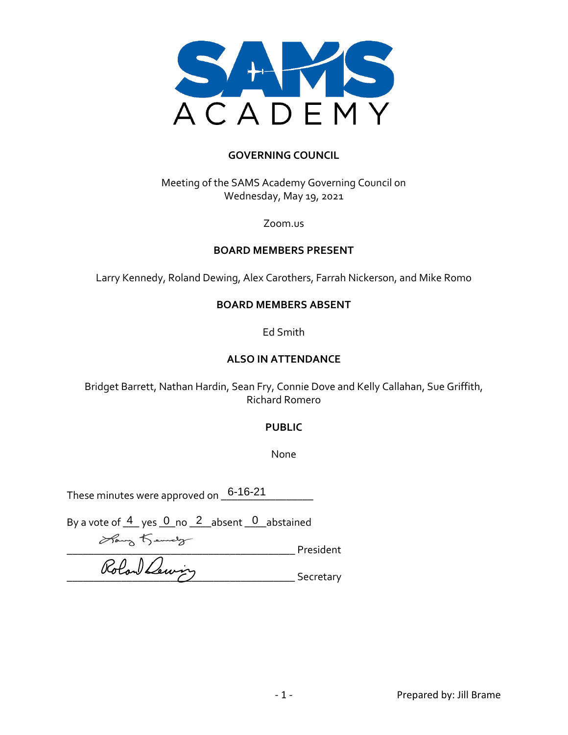SAMS ACADEMY

## GOVERNING COUNCIL

Meeting of the SAMS Academy Governing Council on
Wednesday, May 19, 2021

Zoom.us

## BOARD MEMBERS PRESENT

Larry Kennedy, Roland Dewing, Alex Carothers, Farrah Nickerson, and Mike Romo

## BOARD MEMBERS ABSENT

Ed Smith

## ALSO IN ATTENDANCE

Bridget Barrett, Nathan Hardin, Sean Fry, Connie Dove and Kelly Callahan, Sue Griffith, Richard Romero

## PUBLIC

None

These minutes were approved on 6-16-21

By a vote of 4 yes 0 no 2 absent 0 abstained

Larry Kennedy _______________ President

Roland Dewing _______________ Secretary

Prepared by: Jill Brame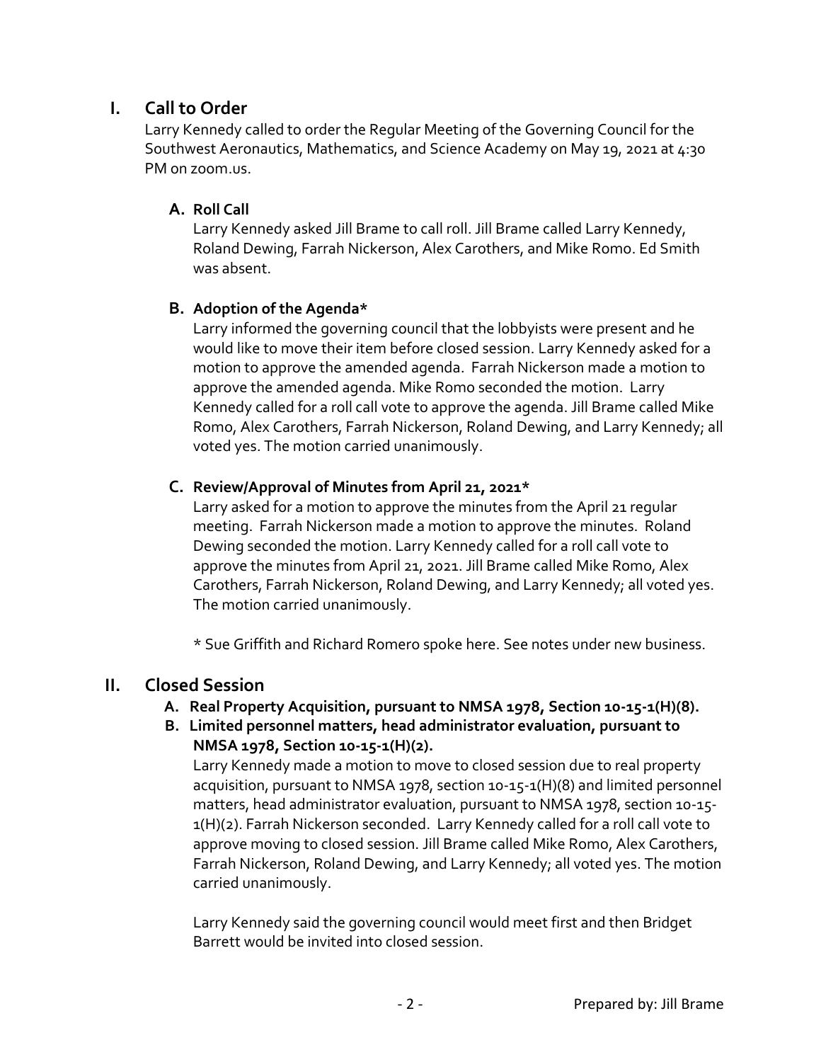## I. Call to Order

Larry Kennedy called to order the Regular Meeting of the Governing Council for the Southwest Aeronautics, Mathematics, and Science Academy on May 19, 2021 at 4:30 PM on zoom.us.

### A. Roll Call

Larry Kennedy asked Jill Brame to call roll. Jill Brame called Larry Kennedy, Roland Dewing, Farrah Nickerson, Alex Carothers, and Mike Romo. Ed Smith was absent.

### B. Adoption of the Agenda*

Larry informed the governing council that the lobbyists were present and he would like to move their item before closed session. Larry Kennedy asked for a motion to approve the amended agenda. Farrah Nickerson made a motion to approve the amended agenda. Mike Romo seconded the motion. Larry Kennedy called for a roll call vote to approve the agenda. Jill Brame called Mike Romo, Alex Carothers, Farrah Nickerson, Roland Dewing, and Larry Kennedy; all voted yes. The motion carried unanimously.

### C. Review/Approval of Minutes from April 21, 2021*

Larry asked for a motion to approve the minutes from the April 21 regular meeting. Farrah Nickerson made a motion to approve the minutes. Roland Dewing seconded the motion. Larry Kennedy called for a roll call vote to approve the minutes from April 21, 2021. Jill Brame called Mike Romo, Alex Carothers, Farrah Nickerson, Roland Dewing, and Larry Kennedy; all voted yes. The motion carried unanimously.

* Sue Griffith and Richard Romero spoke here. See notes under new business.

## II. Closed Session

**A. Real Property Acquisition, pursuant to NMSA 1978, Section 10-15-1(H)(8).**

**B. Limited personnel matters, head administrator evaluation, pursuant to NMSA 1978, Section 10-15-1(H)(2).**

Larry Kennedy made a motion to move to closed session due to real property acquisition, pursuant to NMSA 1978, section 10-15-1(H)(8) and limited personnel matters, head administrator evaluation, pursuant to NMSA 1978, section 10-15-1(H)(2). Farrah Nickerson seconded. Larry Kennedy called for a roll call vote to approve moving to closed session. Jill Brame called Mike Romo, Alex Carothers, Farrah Nickerson, Roland Dewing, and Larry Kennedy; all voted yes. The motion carried unanimously.

Larry Kennedy said the governing council would meet first and then Bridget Barrett would be invited into closed session.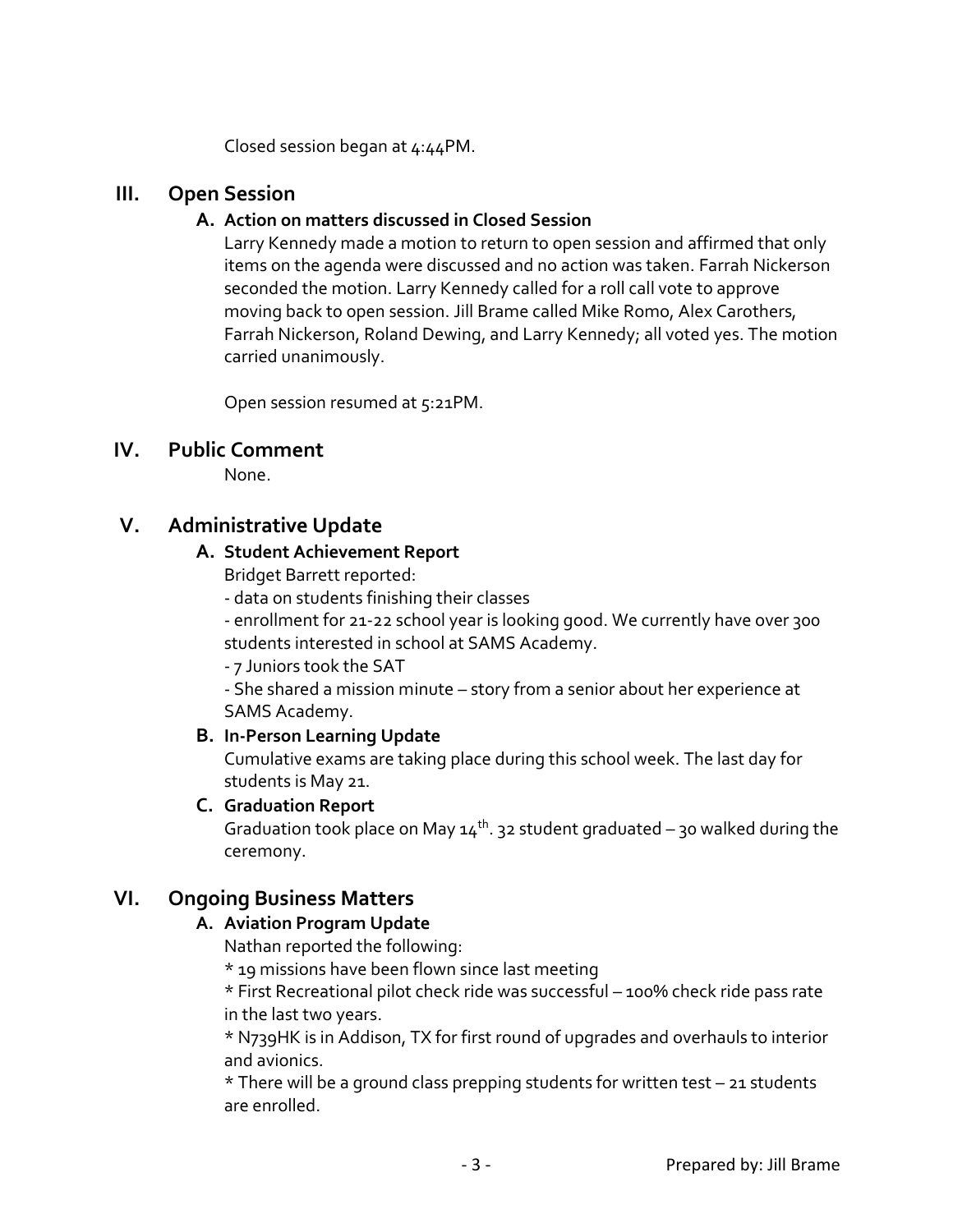Closed session began at 4:44PM.

## III. Open Session

### A. Action on matters discussed in Closed Session

Larry Kennedy made a motion to return to open session and affirmed that only items on the agenda were discussed and no action was taken. Farrah Nickerson seconded the motion. Larry Kennedy called for a roll call vote to approve moving back to open session. Jill Brame called Mike Romo, Alex Carothers, Farrah Nickerson, Roland Dewing, and Larry Kennedy; all voted yes. The motion carried unanimously.

Open session resumed at 5:21PM.

## IV. Public Comment

None.

## V. Administrative Update

### A. Student Achievement Report

Bridget Barrett reported:

- data on students finishing their classes
- enrollment for 21-22 school year is looking good. We currently have over 300 students interested in school at SAMS Academy.
- 7 Juniors took the SAT
- She shared a mission minute – story from a senior about her experience at SAMS Academy.

### B. In-Person Learning Update

Cumulative exams are taking place during this school week. The last day for students is May 21.

### C. Graduation Report

Graduation took place on May 14th. 32 student graduated – 30 walked during the ceremony.

## VI. Ongoing Business Matters

### A. Aviation Program Update

Nathan reported the following:

* 19 missions have been flown since last meeting
* First Recreational pilot check ride was successful – 100% check ride pass rate in the last two years.
* N739HK is in Addison, TX for first round of upgrades and overhauls to interior and avionics.
* There will be a ground class prepping students for written test – 21 students are enrolled.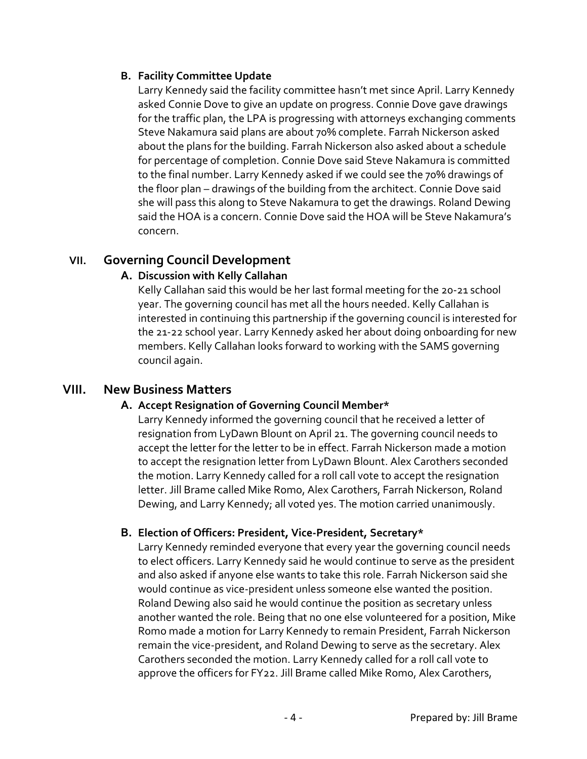### B. Facility Committee Update

Larry Kennedy said the facility committee hasn't met since April. Larry Kennedy asked Connie Dove to give an update on progress. Connie Dove gave drawings for the traffic plan, the LPA is progressing with attorneys exchanging comments Steve Nakamura said plans are about 70% complete. Farrah Nickerson asked about the plans for the building. Farrah Nickerson also asked about a schedule for percentage of completion. Connie Dove said Steve Nakamura is committed to the final number. Larry Kennedy asked if we could see the 70% drawings of the floor plan – drawings of the building from the architect. Connie Dove said she will pass this along to Steve Nakamura to get the drawings. Roland Dewing said the HOA is a concern. Connie Dove said the HOA will be Steve Nakamura's concern.

## VII. Governing Council Development

### A. Discussion with Kelly Callahan

Kelly Callahan said this would be her last formal meeting for the 20-21 school year. The governing council has met all the hours needed. Kelly Callahan is interested in continuing this partnership if the governing council is interested for the 21-22 school year. Larry Kennedy asked her about doing onboarding for new members. Kelly Callahan looks forward to working with the SAMS governing council again.

## VIII. New Business Matters

### A. Accept Resignation of Governing Council Member*

Larry Kennedy informed the governing council that he received a letter of resignation from LyDawn Blount on April 21. The governing council needs to accept the letter for the letter to be in effect. Farrah Nickerson made a motion to accept the resignation letter from LyDawn Blount. Alex Carothers seconded the motion. Larry Kennedy called for a roll call vote to accept the resignation letter. Jill Brame called Mike Romo, Alex Carothers, Farrah Nickerson, Roland Dewing, and Larry Kennedy; all voted yes. The motion carried unanimously.

### B. Election of Officers: President, Vice-President, Secretary*

Larry Kennedy reminded everyone that every year the governing council needs to elect officers. Larry Kennedy said he would continue to serve as the president and also asked if anyone else wants to take this role. Farrah Nickerson said she would continue as vice-president unless someone else wanted the position. Roland Dewing also said he would continue the position as secretary unless another wanted the role. Being that no one else volunteered for a position, Mike Romo made a motion for Larry Kennedy to remain President, Farrah Nickerson remain the vice-president, and Roland Dewing to serve as the secretary. Alex Carothers seconded the motion. Larry Kennedy called for a roll call vote to approve the officers for FY22. Jill Brame called Mike Romo, Alex Carothers,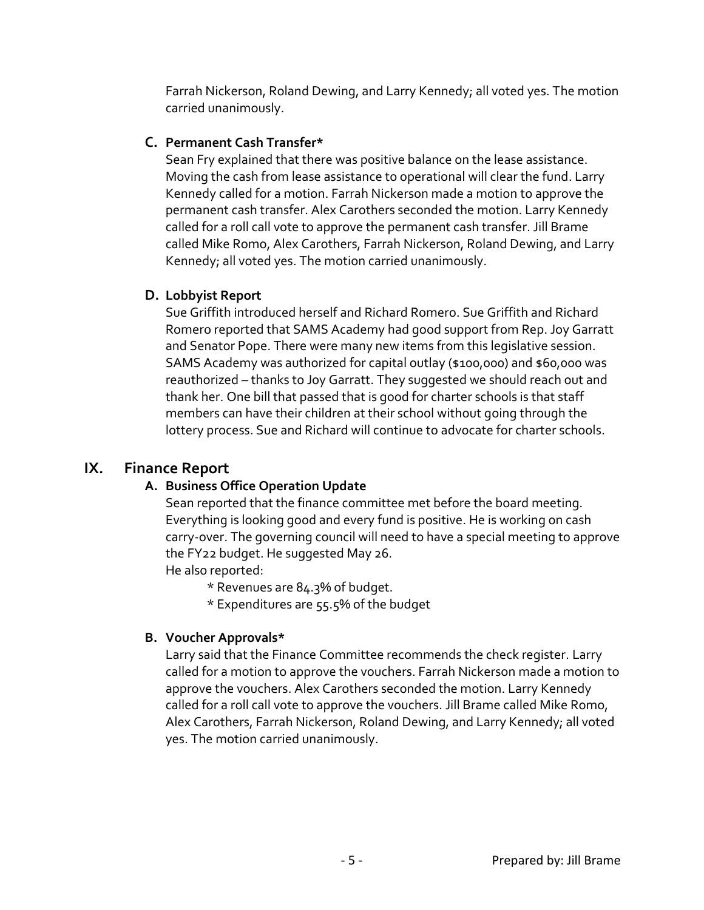Farrah Nickerson, Roland Dewing, and Larry Kennedy; all voted yes. The motion carried unanimously.

### C. Permanent Cash Transfer*

Sean Fry explained that there was positive balance on the lease assistance. Moving the cash from lease assistance to operational will clear the fund. Larry Kennedy called for a motion. Farrah Nickerson made a motion to approve the permanent cash transfer. Alex Carothers seconded the motion. Larry Kennedy called for a roll call vote to approve the permanent cash transfer. Jill Brame called Mike Romo, Alex Carothers, Farrah Nickerson, Roland Dewing, and Larry Kennedy; all voted yes. The motion carried unanimously.

### D. Lobbyist Report

Sue Griffith introduced herself and Richard Romero. Sue Griffith and Richard Romero reported that SAMS Academy had good support from Rep. Joy Garratt and Senator Pope. There were many new items from this legislative session. SAMS Academy was authorized for capital outlay ($100,000) and $60,000 was reauthorized – thanks to Joy Garratt. They suggested we should reach out and thank her. One bill that passed that is good for charter schools is that staff members can have their children at their school without going through the lottery process. Sue and Richard will continue to advocate for charter schools.

## IX. Finance Report

### A. Business Office Operation Update

Sean reported that the finance committee met before the board meeting. Everything is looking good and every fund is positive. He is working on cash carry-over. The governing council will need to have a special meeting to approve the FY22 budget. He suggested May 26.

He also reported:

* Revenues are 84.3% of budget.
* Expenditures are 55.5% of the budget

### B. Voucher Approvals*

Larry said that the Finance Committee recommends the check register. Larry called for a motion to approve the vouchers. Farrah Nickerson made a motion to approve the vouchers. Alex Carothers seconded the motion. Larry Kennedy called for a roll call vote to approve the vouchers. Jill Brame called Mike Romo, Alex Carothers, Farrah Nickerson, Roland Dewing, and Larry Kennedy; all voted yes. The motion carried unanimously.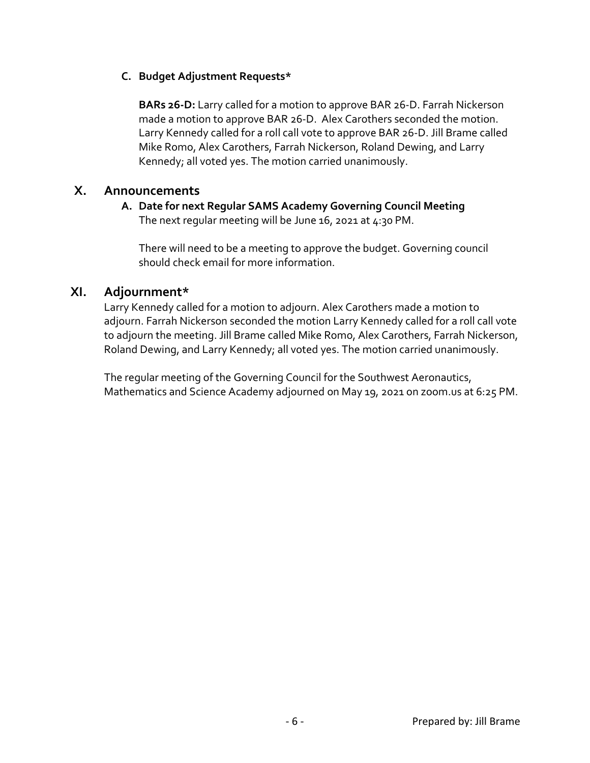### C. Budget Adjustment Requests*

**BARs 26-D:** Larry called for a motion to approve BAR 26-D. Farrah Nickerson made a motion to approve BAR 26-D. Alex Carothers seconded the motion. Larry Kennedy called for a roll call vote to approve BAR 26-D. Jill Brame called Mike Romo, Alex Carothers, Farrah Nickerson, Roland Dewing, and Larry Kennedy; all voted yes. The motion carried unanimously.

## X. Announcements

### A. Date for next Regular SAMS Academy Governing Council Meeting

The next regular meeting will be June 16, 2021 at 4:30 PM.

There will need to be a meeting to approve the budget. Governing council should check email for more information.

## XI. Adjournment*

Larry Kennedy called for a motion to adjourn. Alex Carothers made a motion to adjourn. Farrah Nickerson seconded the motion Larry Kennedy called for a roll call vote to adjourn the meeting. Jill Brame called Mike Romo, Alex Carothers, Farrah Nickerson, Roland Dewing, and Larry Kennedy; all voted yes. The motion carried unanimously.

The regular meeting of the Governing Council for the Southwest Aeronautics, Mathematics and Science Academy adjourned on May 19, 2021 on zoom.us at 6:25 PM.